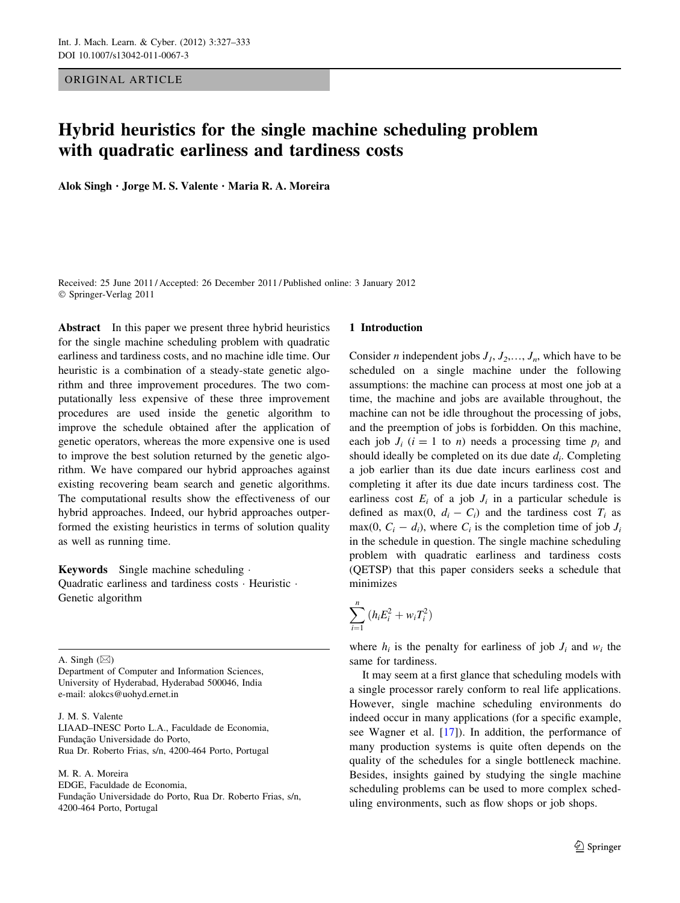ORIGINAL ARTICLE

# Hybrid heuristics for the single machine scheduling problem with quadratic earliness and tardiness costs

**Alok Singh · Jorge M. S. Valente · Maria R. A. Moreira**

Received: 25 June 2011 / Accepted: 26 December 2011 / Published online: 3 January 2012
© Springer-Verlag 2011

**Abstract** In this paper we present three hybrid heuristics for the single machine scheduling problem with quadratic earliness and tardiness costs, and no machine idle time. Our heuristic is a combination of a steady-state genetic algorithm and three improvement procedures. The two computationally less expensive of these three improvement procedures are used inside the genetic algorithm to improve the schedule obtained after the application of genetic operators, whereas the more expensive one is used to improve the best solution returned by the genetic algorithm. We have compared our hybrid approaches against existing recovering beam search and genetic algorithms. The computational results show the effectiveness of our hybrid approaches. Indeed, our hybrid approaches outperformed the existing heuristics in terms of solution quality as well as running time.

**Keywords** Single machine scheduling · Quadratic earliness and tardiness costs · Heuristic · Genetic algorithm

A. Singh (✉)
Department of Computer and Information Sciences, University of Hyderabad, Hyderabad 500046, India
e-mail: alokcs@uohyd.ernet.in

J. M. S. Valente
LIAAD–INESC Porto L.A., Faculdade de Economia, Fundação Universidade do Porto, Rua Dr. Roberto Frias, s/n, 4200-464 Porto, Portugal

M. R. A. Moreira
EDGE, Faculdade de Economia, Fundação Universidade do Porto, Rua Dr. Roberto Frias, s/n, 4200-464 Porto, Portugal

## 1 Introduction

Consider $n$ independent jobs $J_1, J_2,\ldots, J_n$, which have to be scheduled on a single machine under the following assumptions: the machine can process at most one job at a time, the machine and jobs are available throughout, the machine can not be idle throughout the processing of jobs, and the preemption of jobs is forbidden. On this machine, each job $J_i$ ($i = 1$ to $n$) needs a processing time $p_i$ and should ideally be completed on its due date $d_i$. Completing a job earlier than its due date incurs earliness cost and completing it after its due date incurs tardiness cost. The earliness cost $E_i$ of a job $J_i$ in a particular schedule is defined as $\max(0, d_i - C_i)$ and the tardiness cost $T_i$ as $\max(0, C_i - d_i)$, where $C_i$ is the completion time of job $J_i$ in the schedule in question. The single machine scheduling problem with quadratic earliness and tardiness costs (QETSP) that this paper considers seeks a schedule that minimizes

$$\sum_{i=1}^{n} \left(h_i E_i^2 + w_i T_i^2\right)$$

where $h_i$ is the penalty for earliness of job $J_i$ and $w_i$ the same for tardiness.

It may seem at a first glance that scheduling models with a single processor rarely conform to real life applications. However, single machine scheduling environments do indeed occur in many applications (for a specific example, see Wagner et al. [17]). In addition, the performance of many production systems is quite often depends on the quality of the schedules for a single bottleneck machine. Besides, insights gained by studying the single machine scheduling problems can be used to more complex scheduling environments, such as flow shops or job shops.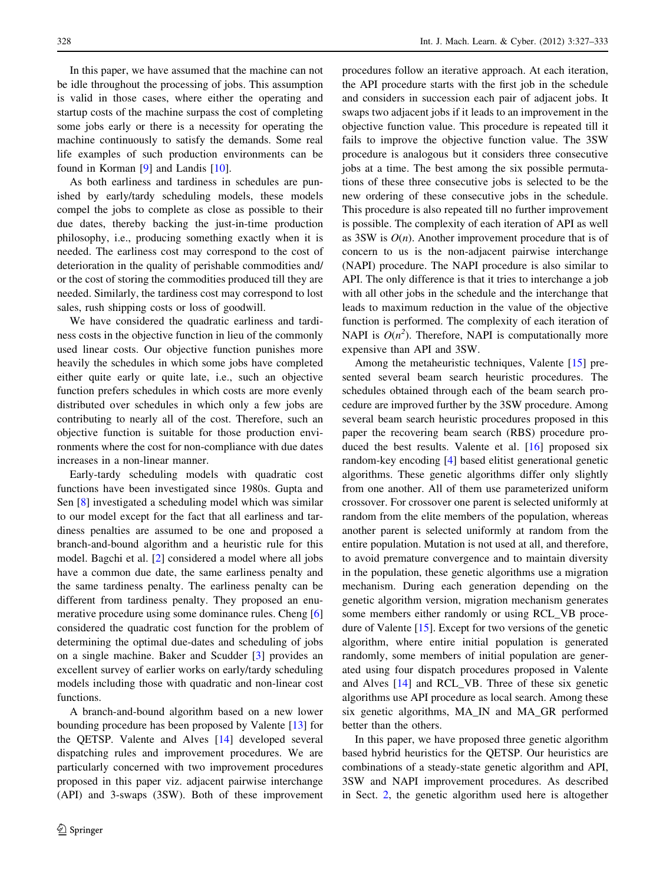In this paper, we have assumed that the machine can not be idle throughout the processing of jobs. This assumption is valid in those cases, where either the operating and startup costs of the machine surpass the cost of completing some jobs early or there is a necessity for operating the machine continuously to satisfy the demands. Some real life examples of such production environments can be found in Korman [9] and Landis [10].

As both earliness and tardiness in schedules are punished by early/tardy scheduling models, these models compel the jobs to complete as close as possible to their due dates, thereby backing the just-in-time production philosophy, i.e., producing something exactly when it is needed. The earliness cost may correspond to the cost of deterioration in the quality of perishable commodities and/or the cost of storing the commodities produced till they are needed. Similarly, the tardiness cost may correspond to lost sales, rush shipping costs or loss of goodwill.

We have considered the quadratic earliness and tardiness costs in the objective function in lieu of the commonly used linear costs. Our objective function punishes more heavily the schedules in which some jobs have completed either quite early or quite late, i.e., such an objective function prefers schedules in which costs are more evenly distributed over schedules in which only a few jobs are contributing to nearly all of the cost. Therefore, such an objective function is suitable for those production environments where the cost for non-compliance with due dates increases in a non-linear manner.

Early-tardy scheduling models with quadratic cost functions have been investigated since 1980s. Gupta and Sen [8] investigated a scheduling model which was similar to our model except for the fact that all earliness and tardiness penalties are assumed to be one and proposed a branch-and-bound algorithm and a heuristic rule for this model. Bagchi et al. [2] considered a model where all jobs have a common due date, the same earliness penalty and the same tardiness penalty. The earliness penalty can be different from tardiness penalty. They proposed an enumerative procedure using some dominance rules. Cheng [6] considered the quadratic cost function for the problem of determining the optimal due-dates and scheduling of jobs on a single machine. Baker and Scudder [3] provides an excellent survey of earlier works on early/tardy scheduling models including those with quadratic and non-linear cost functions.

A branch-and-bound algorithm based on a new lower bounding procedure has been proposed by Valente [13] for the QETSP. Valente and Alves [14] developed several dispatching rules and improvement procedures. We are particularly concerned with two improvement procedures proposed in this paper viz. adjacent pairwise interchange (API) and 3-swaps (3SW). Both of these improvement procedures follow an iterative approach. At each iteration, the API procedure starts with the first job in the schedule and considers in succession each pair of adjacent jobs. It swaps two adjacent jobs if it leads to an improvement in the objective function value. This procedure is repeated till it fails to improve the objective function value. The 3SW procedure is analogous but it considers three consecutive jobs at a time. The best among the six possible permutations of these three consecutive jobs is selected to be the new ordering of these consecutive jobs in the schedule. This procedure is also repeated till no further improvement is possible. The complexity of each iteration of API as well as 3SW is $O(n)$. Another improvement procedure that is of concern to us is the non-adjacent pairwise interchange (NAPI) procedure. The NAPI procedure is also similar to API. The only difference is that it tries to interchange a job with all other jobs in the schedule and the interchange that leads to maximum reduction in the value of the objective function is performed. The complexity of each iteration of NAPI is $O(n^2)$. Therefore, NAPI is computationally more expensive than API and 3SW.

Among the metaheuristic techniques, Valente [15] presented several beam search heuristic procedures. The schedules obtained through each of the beam search procedure are improved further by the 3SW procedure. Among several beam search heuristic procedures proposed in this paper the recovering beam search (RBS) procedure produced the best results. Valente et al. [16] proposed six random-key encoding [4] based elitist generational genetic algorithms. These genetic algorithms differ only slightly from one another. All of them use parameterized uniform crossover. For crossover one parent is selected uniformly at random from the elite members of the population, whereas another parent is selected uniformly at random from the entire population. Mutation is not used at all, and therefore, to avoid premature convergence and to maintain diversity in the population, these genetic algorithms use a migration mechanism. During each generation depending on the genetic algorithm version, migration mechanism generates some members either randomly or using RCL_VB procedure of Valente [15]. Except for two versions of the genetic algorithm, where entire initial population is generated randomly, some members of initial population are generated using four dispatch procedures proposed in Valente and Alves [14] and RCL_VB. Three of these six genetic algorithms use API procedure as local search. Among these six genetic algorithms, MA_IN and MA_GR performed better than the others.

In this paper, we have proposed three genetic algorithm based hybrid heuristics for the QETSP. Our heuristics are combinations of a steady-state genetic algorithm and API, 3SW and NAPI improvement procedures. As described in Sect. 2, the genetic algorithm used here is altogether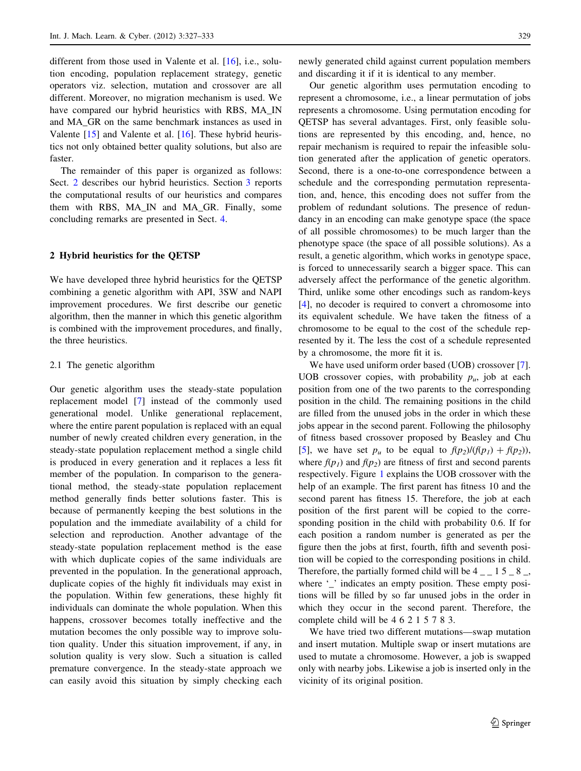different from those used in Valente et al. [16], i.e., solution encoding, population replacement strategy, genetic operators viz. selection, mutation and crossover are all different. Moreover, no migration mechanism is used. We have compared our hybrid heuristics with RBS, MA_IN and MA_GR on the same benchmark instances as used in Valente [15] and Valente et al. [16]. These hybrid heuristics not only obtained better quality solutions, but also are faster.

The remainder of this paper is organized as follows: Sect. 2 describes our hybrid heuristics. Section 3 reports the computational results of our heuristics and compares them with RBS, MA_IN and MA_GR. Finally, some concluding remarks are presented in Sect. 4.

## 2 Hybrid heuristics for the QETSP

We have developed three hybrid heuristics for the QETSP combining a genetic algorithm with API, 3SW and NAPI improvement procedures. We first describe our genetic algorithm, then the manner in which this genetic algorithm is combined with the improvement procedures, and finally, the three heuristics.

### 2.1 The genetic algorithm

Our genetic algorithm uses the steady-state population replacement model [7] instead of the commonly used generational model. Unlike generational replacement, where the entire parent population is replaced with an equal number of newly created children every generation, in the steady-state population replacement method a single child is produced in every generation and it replaces a less fit member of the population. In comparison to the generational method, the steady-state population replacement method generally finds better solutions faster. This is because of permanently keeping the best solutions in the population and the immediate availability of a child for selection and reproduction. Another advantage of the steady-state population replacement method is the ease with which duplicate copies of the same individuals are prevented in the population. In the generational approach, duplicate copies of the highly fit individuals may exist in the population. Within few generations, these highly fit individuals can dominate the whole population. When this happens, crossover becomes totally ineffective and the mutation becomes the only possible way to improve solution quality. Under this situation improvement, if any, in solution quality is very slow. Such a situation is called premature convergence. In the steady-state approach we can easily avoid this situation by simply checking each newly generated child against current population members and discarding it if it is identical to any member.

Our genetic algorithm uses permutation encoding to represent a chromosome, i.e., a linear permutation of jobs represents a chromosome. Using permutation encoding for QETSP has several advantages. First, only feasible solutions are represented by this encoding, and, hence, no repair mechanism is required to repair the infeasible solution generated after the application of genetic operators. Second, there is a one-to-one correspondence between a schedule and the corresponding permutation representation, and, hence, this encoding does not suffer from the problem of redundant solutions. The presence of redundancy in an encoding can make genotype space (the space of all possible chromosomes) to be much larger than the phenotype space (the space of all possible solutions). As a result, a genetic algorithm, which works in genotype space, is forced to unnecessarily search a bigger space. This can adversely affect the performance of the genetic algorithm. Third, unlike some other encodings such as random-keys [4], no decoder is required to convert a chromosome into its equivalent schedule. We have taken the fitness of a chromosome to be equal to the cost of the schedule represented by it. The less the cost of a schedule represented by a chromosome, the more fit it is.

We have used uniform order based (UOB) crossover [7]. UOB crossover copies, with probability $p_u$, job at each position from one of the two parents to the corresponding position in the child. The remaining positions in the child are filled from the unused jobs in the order in which these jobs appear in the second parent. Following the philosophy of fitness based crossover proposed by Beasley and Chu [5], we have set $p_u$ to be equal to $f(p_2)/(f(p_1) + f(p_2))$, where $f(p_1)$ and $f(p_2)$ are fitness of first and second parents respectively. Figure 1 explains the UOB crossover with the help of an example. The first parent has fitness 10 and the second parent has fitness 15. Therefore, the job at each position of the first parent will be copied to the corresponding position in the child with probability 0.6. If for each position a random number is generated as per the figure then the jobs at first, fourth, fifth and seventh position will be copied to the corresponding positions in child. Therefore, the partially formed child will be 4 _ _ 1 5 _ 8 _, where '_' indicates an empty position. These empty positions will be filled by so far unused jobs in the order in which they occur in the second parent. Therefore, the complete child will be 4 6 2 1 5 7 8 3.

We have tried two different mutations—swap mutation and insert mutation. Multiple swap or insert mutations are used to mutate a chromosome. However, a job is swapped only with nearby jobs. Likewise a job is inserted only in the vicinity of its original position.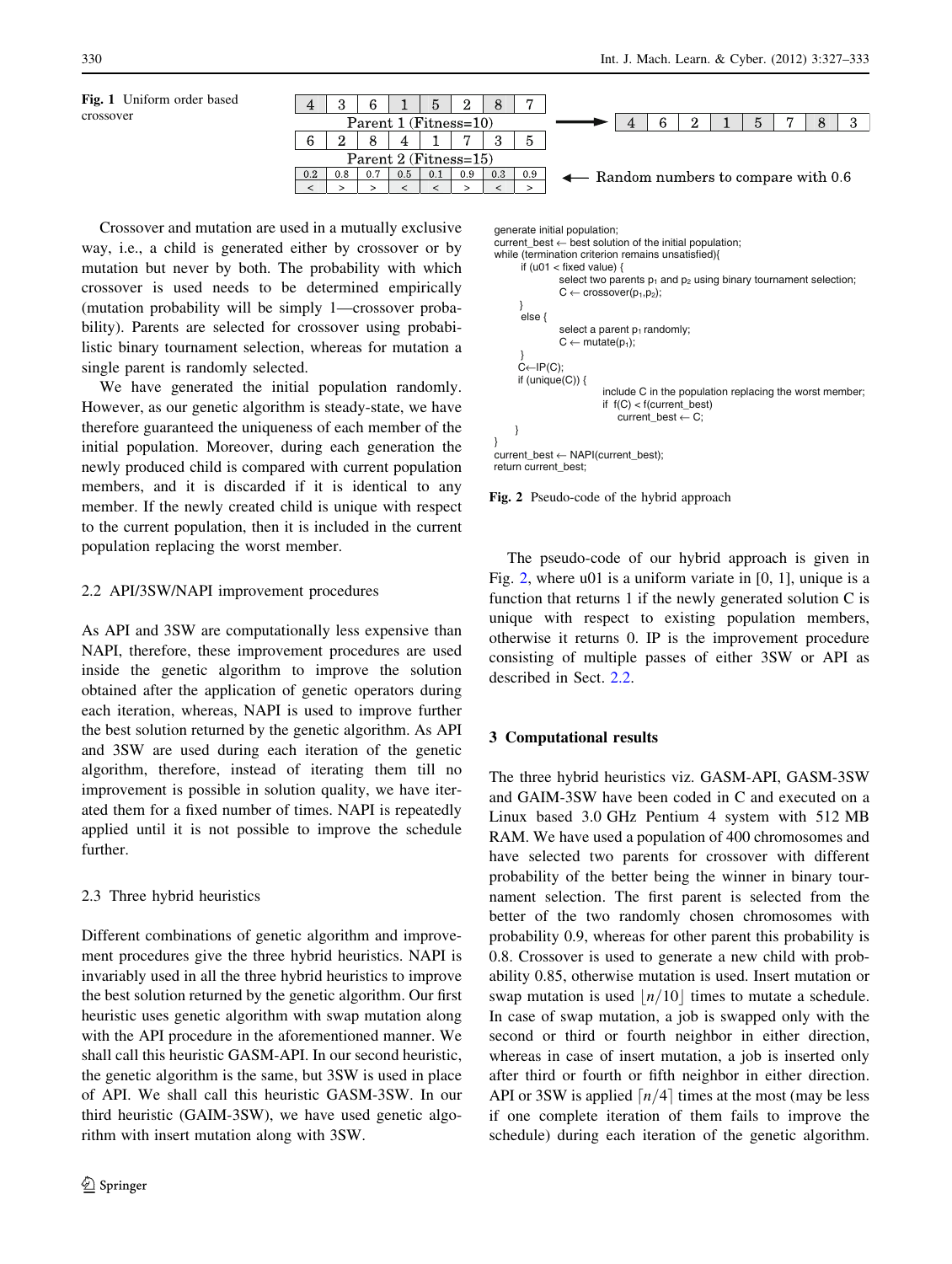**Fig. 1** Uniform order based crossover

| 4 | 3 | 6 | 1 | 5 | 2 | 8 | 7 |
|---|---|---|---|---|---|---|---|
| Parent 1 (Fitness=10) | | | | | | | |
| 6 | 2 | 8 | 4 | 1 | 7 | 3 | 5 |
| Parent 2 (Fitness=15) | | | | | | | |
| 0.2 | 0.8 | 0.7 | 0.5 | 0.1 | 0.9 | 0.3 | 0.9 |
| < | > | > | < | < | > | < | > |

→ 

| 4 | 6 | 2 | 1 | 5 | 7 | 8 | 3 |
|---|---|---|---|---|---|---|---|

← Random numbers to compare with 0.6

Crossover and mutation are used in a mutually exclusive way, i.e., a child is generated either by crossover or by mutation but never by both. The probability with which crossover is used needs to be determined empirically (mutation probability will be simply 1—crossover probability). Parents are selected for crossover using probabilistic binary tournament selection, whereas for mutation a single parent is randomly selected.

We have generated the initial population randomly. However, as our genetic algorithm is steady-state, we have therefore guaranteed the uniqueness of each member of the initial population. Moreover, during each generation the newly produced child is compared with current population members, and it is discarded if it is identical to any member. If the newly created child is unique with respect to the current population, then it is included in the current population replacing the worst member.

### 2.2 API/3SW/NAPI improvement procedures

As API and 3SW are computationally less expensive than NAPI, therefore, these improvement procedures are used inside the genetic algorithm to improve the solution obtained after the application of genetic operators during each iteration, whereas, NAPI is used to improve further the best solution returned by the genetic algorithm. As API and 3SW are used during each iteration of the genetic algorithm, therefore, instead of iterating them till no improvement is possible in solution quality, we have iterated them for a fixed number of times. NAPI is repeatedly applied until it is not possible to improve the schedule further.

### 2.3 Three hybrid heuristics

Different combinations of genetic algorithm and improvement procedures give the three hybrid heuristics. NAPI is invariably used in all the three hybrid heuristics to improve the best solution returned by the genetic algorithm. Our first heuristic uses genetic algorithm with swap mutation along with the API procedure in the aforementioned manner. We shall call this heuristic GASM-API. In our second heuristic, the genetic algorithm is the same, but 3SW is used in place of API. We shall call this heuristic GASM-3SW. In our third heuristic (GAIM-3SW), we have used genetic algorithm with insert mutation along with 3SW.

```
generate initial population;
current_best ← best solution of the initial population;
while (termination criterion remains unsatisfied){
    if (u01 < fixed value) {
        select two parents p1 and p2 using binary tournament selection;
        C ← crossover(p1,p2);
    }
    else {
        select a parent p1 randomly;
        C ← mutate(p1);
    }
    C←IP(C);
    if (unique(C)) {
        include C in the population replacing the worst member;
        if f(C) < f(current_best)
            current_best ← C;
    }
}
current_best ← NAPI(current_best);
return current_best;
```

**Fig. 2** Pseudo-code of the hybrid approach

The pseudo-code of our hybrid approach is given in Fig. 2, where u01 is a uniform variate in [0, 1], unique is a function that returns 1 if the newly generated solution C is unique with respect to existing population members, otherwise it returns 0. IP is the improvement procedure consisting of multiple passes of either 3SW or API as described in Sect. 2.2.

## 3 Computational results

The three hybrid heuristics viz. GASM-API, GASM-3SW and GAIM-3SW have been coded in C and executed on a Linux based 3.0 GHz Pentium 4 system with 512 MB RAM. We have used a population of 400 chromosomes and have selected two parents for crossover with different probability of the better being the winner in binary tournament selection. The first parent is selected from the better of the two randomly chosen chromosomes with probability 0.9, whereas for other parent this probability is 0.8. Crossover is used to generate a new child with probability 0.85, otherwise mutation is used. Insert mutation or swap mutation is used $\lfloor n/10 \rfloor$ times to mutate a schedule. In case of swap mutation, a job is swapped only with the second or third or fourth neighbor in either direction, whereas in case of insert mutation, a job is inserted only after third or fourth or fifth neighbor in either direction. API or 3SW is applied $\lceil n/4 \rceil$ times at the most (may be less if one complete iteration of them fails to improve the schedule) during each iteration of the genetic algorithm.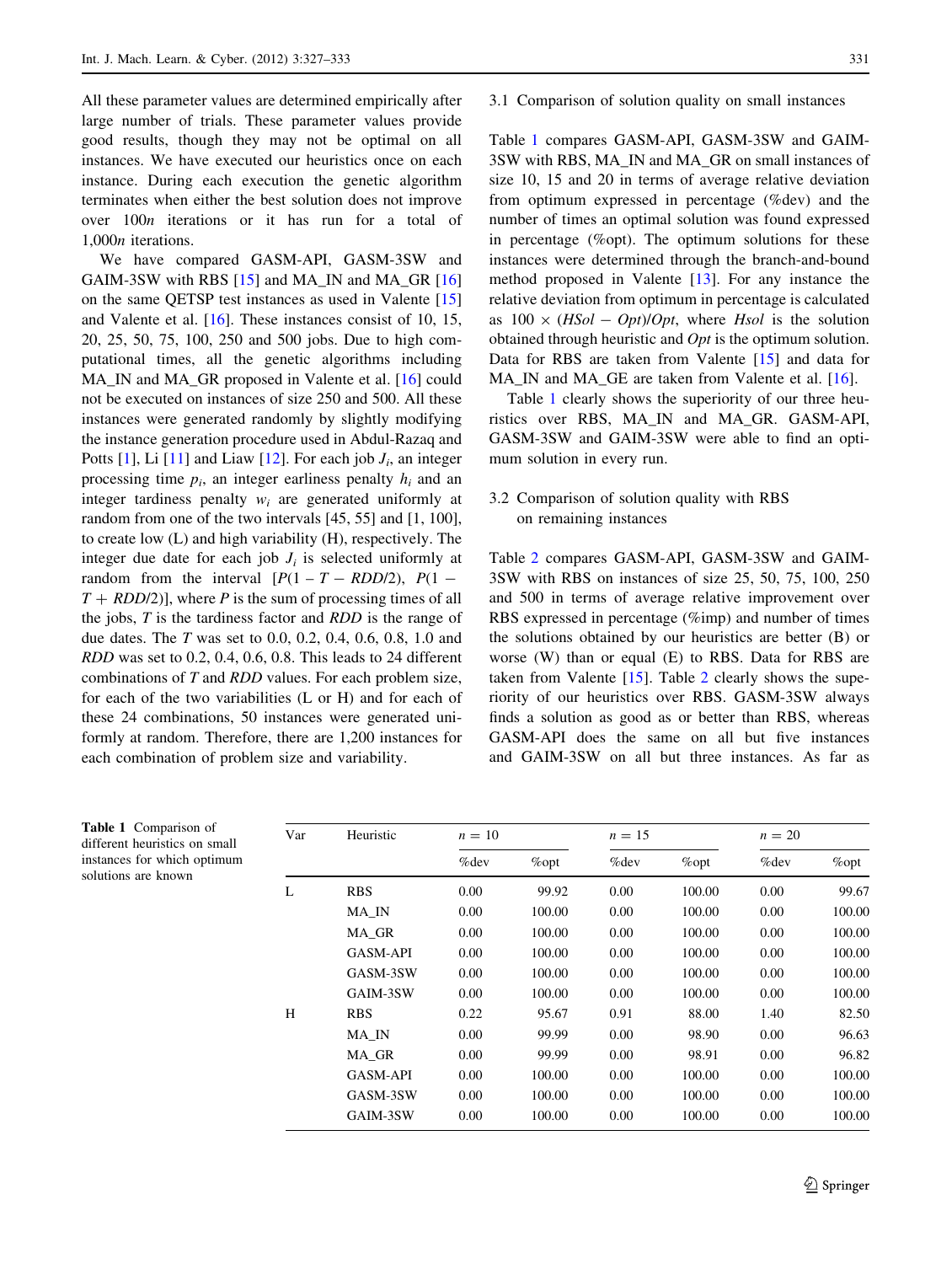All these parameter values are determined empirically after large number of trials. These parameter values provide good results, though they may not be optimal on all instances. We have executed our heuristics once on each instance. During each execution the genetic algorithm terminates when either the best solution does not improve over $100n$ iterations or it has run for a total of $1{,}000n$ iterations.

We have compared GASM-API, GASM-3SW and GAIM-3SW with RBS [15] and MA_IN and MA_GR [16] on the same QETSP test instances as used in Valente [15] and Valente et al. [16]. These instances consist of 10, 15, 20, 25, 50, 75, 100, 250 and 500 jobs. Due to high computational times, all the genetic algorithms including MA_IN and MA_GR proposed in Valente et al. [16] could not be executed on instances of size 250 and 500. All these instances were generated randomly by slightly modifying the instance generation procedure used in Abdul-Razaq and Potts [1], Li [11] and Liaw [12]. For each job $J_i$, an integer processing time $p_i$, an integer earliness penalty $h_i$ and an integer tardiness penalty $w_i$ are generated uniformly at random from one of the two intervals [45, 55] and [1, 100], to create low (L) and high variability (H), respectively. The integer due date for each job $J_i$ is selected uniformly at random from the interval $[P(1 - T - RDD/2),\ P(1 - T + RDD/2)]$, where $P$ is the sum of processing times of all the jobs, $T$ is the tardiness factor and $RDD$ is the range of due dates. The $T$ was set to 0.0, 0.2, 0.4, 0.6, 0.8, 1.0 and $RDD$ was set to 0.2, 0.4, 0.6, 0.8. This leads to 24 different combinations of $T$ and $RDD$ values. For each problem size, for each of the two variabilities (L or H) and for each of these 24 combinations, 50 instances were generated uniformly at random. Therefore, there are 1,200 instances for each combination of problem size and variability.

### 3.1 Comparison of solution quality on small instances

Table 1 compares GASM-API, GASM-3SW and GAIM-3SW with RBS, MA_IN and MA_GR on small instances of size 10, 15 and 20 in terms of average relative deviation from optimum expressed in percentage (%dev) and the number of times an optimal solution was found expressed in percentage (%opt). The optimum solutions for these instances were determined through the branch-and-bound method proposed in Valente [13]. For any instance the relative deviation from optimum in percentage is calculated as $100 \times (HSol - Opt)/Opt$, where $Hsol$ is the solution obtained through heuristic and $Opt$ is the optimum solution. Data for RBS are taken from Valente [15] and data for MA_IN and MA_GE are taken from Valente et al. [16].

Table 1 clearly shows the superiority of our three heuristics over RBS, MA_IN and MA_GR. GASM-API, GASM-3SW and GAIM-3SW were able to find an optimum solution in every run.

### 3.2 Comparison of solution quality with RBS on remaining instances

Table 2 compares GASM-API, GASM-3SW and GAIM-3SW with RBS on instances of size 25, 50, 75, 100, 250 and 500 in terms of average relative improvement over RBS expressed in percentage (%imp) and number of times the solutions obtained by our heuristics are better (B) or worse (W) than or equal (E) to RBS. Data for RBS are taken from Valente [15]. Table 2 clearly shows the superiority of our heuristics over RBS. GASM-3SW always finds a solution as good as or better than RBS, whereas GASM-API does the same on all but five instances and GAIM-3SW on all but three instances. As far as

**Table 1** Comparison of different heuristics on small instances for which optimum solutions are known

| Var | Heuristic | $n = 10$ | | $n = 15$ | | $n = 20$ | |
|---|---|---|---|---|---|---|---|
| | | %dev | %opt | %dev | %opt | %dev | %opt |
| L | RBS | 0.00 | 99.92 | 0.00 | 100.00 | 0.00 | 99.67 |
| | MA_IN | 0.00 | 100.00 | 0.00 | 100.00 | 0.00 | 100.00 |
| | MA_GR | 0.00 | 100.00 | 0.00 | 100.00 | 0.00 | 100.00 |
| | GASM-API | 0.00 | 100.00 | 0.00 | 100.00 | 0.00 | 100.00 |
| | GASM-3SW | 0.00 | 100.00 | 0.00 | 100.00 | 0.00 | 100.00 |
| | GAIM-3SW | 0.00 | 100.00 | 0.00 | 100.00 | 0.00 | 100.00 |
| H | RBS | 0.22 | 95.67 | 0.91 | 88.00 | 1.40 | 82.50 |
| | MA_IN | 0.00 | 99.99 | 0.00 | 98.90 | 0.00 | 96.63 |
| | MA_GR | 0.00 | 99.99 | 0.00 | 98.91 | 0.00 | 96.82 |
| | GASM-API | 0.00 | 100.00 | 0.00 | 100.00 | 0.00 | 100.00 |
| | GASM-3SW | 0.00 | 100.00 | 0.00 | 100.00 | 0.00 | 100.00 |
| | GAIM-3SW | 0.00 | 100.00 | 0.00 | 100.00 | 0.00 | 100.00 |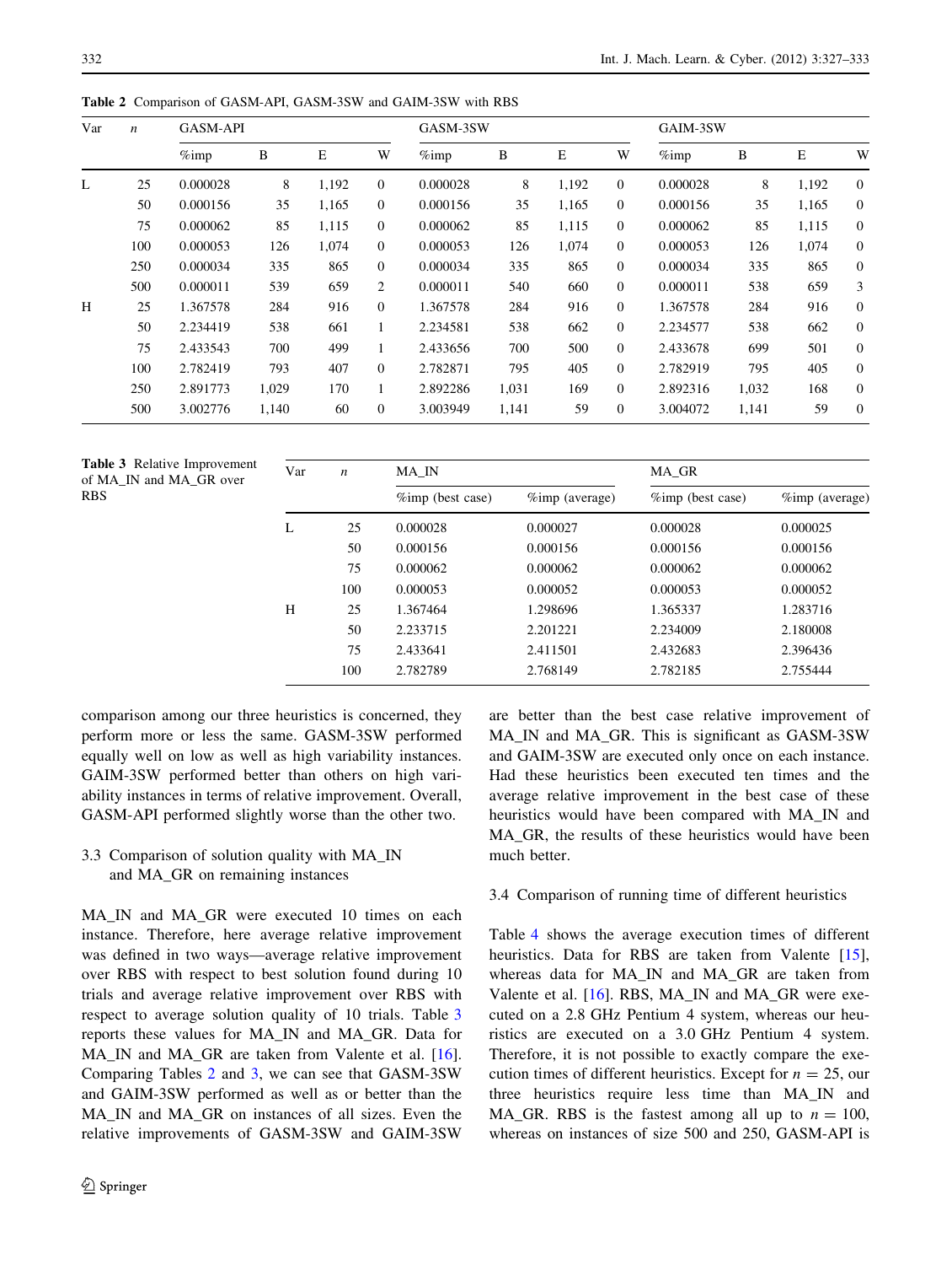**Table 2** Comparison of GASM-API, GASM-3SW and GAIM-3SW with RBS

| Var | $n$ | GASM-API | | | | GASM-3SW | | | | GAIM-3SW | | | |
|---|---|---|---|---|---|---|---|---|---|---|---|---|---|
| | | %imp | B | E | W | %imp | B | E | W | %imp | B | E | W |
| L | 25 | 0.000028 | 8 | 1,192 | 0 | 0.000028 | 8 | 1,192 | 0 | 0.000028 | 8 | 1,192 | 0 |
| | 50 | 0.000156 | 35 | 1,165 | 0 | 0.000156 | 35 | 1,165 | 0 | 0.000156 | 35 | 1,165 | 0 |
| | 75 | 0.000062 | 85 | 1,115 | 0 | 0.000062 | 85 | 1,115 | 0 | 0.000062 | 85 | 1,115 | 0 |
| | 100 | 0.000053 | 126 | 1,074 | 0 | 0.000053 | 126 | 1,074 | 0 | 0.000053 | 126 | 1,074 | 0 |
| | 250 | 0.000034 | 335 | 865 | 0 | 0.000034 | 335 | 865 | 0 | 0.000034 | 335 | 865 | 0 |
| | 500 | 0.000011 | 539 | 659 | 2 | 0.000011 | 540 | 660 | 0 | 0.000011 | 538 | 659 | 3 |
| H | 25 | 1.367578 | 284 | 916 | 0 | 1.367578 | 284 | 916 | 0 | 1.367578 | 284 | 916 | 0 |
| | 50 | 2.234419 | 538 | 661 | 1 | 2.234581 | 538 | 662 | 0 | 2.234577 | 538 | 662 | 0 |
| | 75 | 2.433543 | 700 | 499 | 1 | 2.433656 | 700 | 500 | 0 | 2.433678 | 699 | 501 | 0 |
| | 100 | 2.782419 | 793 | 407 | 0 | 2.782871 | 795 | 405 | 0 | 2.782919 | 795 | 405 | 0 |
| | 250 | 2.891773 | 1,029 | 170 | 1 | 2.892286 | 1,031 | 169 | 0 | 2.892316 | 1,032 | 168 | 0 |
| | 500 | 3.002776 | 1,140 | 60 | 0 | 3.003949 | 1,141 | 59 | 0 | 3.004072 | 1,141 | 59 | 0 |

**Table 3** Relative Improvement of MA_IN and MA_GR over RBS

| Var | $n$ | MA_IN | | MA_GR | |
|---|---|---|---|---|---|
| | | %imp (best case) | %imp (average) | %imp (best case) | %imp (average) |
| L | 25 | 0.000028 | 0.000027 | 0.000028 | 0.000025 |
| | 50 | 0.000156 | 0.000156 | 0.000156 | 0.000156 |
| | 75 | 0.000062 | 0.000062 | 0.000062 | 0.000062 |
| | 100 | 0.000053 | 0.000052 | 0.000053 | 0.000052 |
| H | 25 | 1.367464 | 1.298696 | 1.365337 | 1.283716 |
| | 50 | 2.233715 | 2.201221 | 2.234009 | 2.180008 |
| | 75 | 2.433641 | 2.411501 | 2.432683 | 2.396436 |
| | 100 | 2.782789 | 2.768149 | 2.782185 | 2.755444 |

comparison among our three heuristics is concerned, they perform more or less the same. GASM-3SW performed equally well on low as well as high variability instances. GAIM-3SW performed better than others on high variability instances in terms of relative improvement. Overall, GASM-API performed slightly worse than the other two.

### 3.3 Comparison of solution quality with MA_IN and MA_GR on remaining instances

MA_IN and MA_GR were executed 10 times on each instance. Therefore, here average relative improvement was defined in two ways—average relative improvement over RBS with respect to best solution found during 10 trials and average relative improvement over RBS with respect to average solution quality of 10 trials. Table 3 reports these values for MA_IN and MA_GR. Data for MA_IN and MA_GR are taken from Valente et al. [16]. Comparing Tables 2 and 3, we can see that GASM-3SW and GAIM-3SW performed as well as or better than the MA_IN and MA_GR on instances of all sizes. Even the relative improvements of GASM-3SW and GAIM-3SW are better than the best case relative improvement of MA_IN and MA_GR. This is significant as GASM-3SW and GAIM-3SW are executed only once on each instance. Had these heuristics been executed ten times and the average relative improvement in the best case of these heuristics would have been compared with MA_IN and MA_GR, the results of these heuristics would have been much better.

### 3.4 Comparison of running time of different heuristics

Table 4 shows the average execution times of different heuristics. Data for RBS are taken from Valente [15], whereas data for MA_IN and MA_GR are taken from Valente et al. [16]. RBS, MA_IN and MA_GR were executed on a 2.8 GHz Pentium 4 system, whereas our heuristics are executed on a 3.0 GHz Pentium 4 system. Therefore, it is not possible to exactly compare the execution times of different heuristics. Except for $n = 25$, our three heuristics require less time than MA_IN and MA_GR. RBS is the fastest among all up to $n = 100$, whereas on instances of size 500 and 250, GASM-API is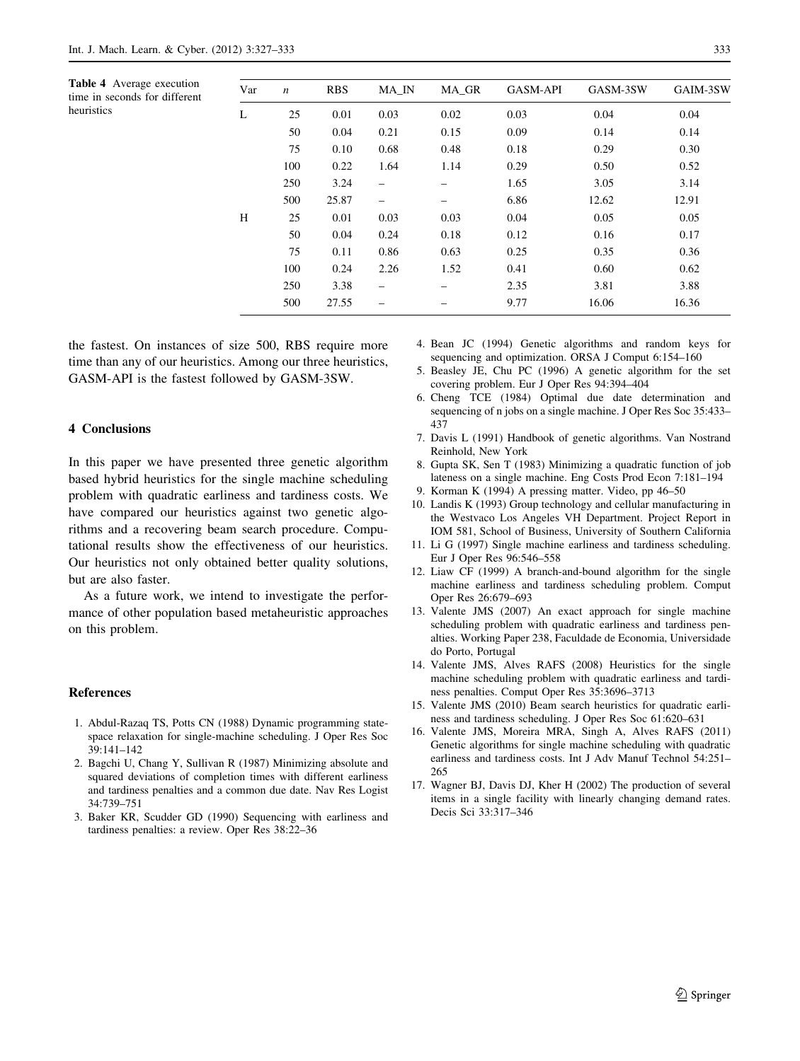Table 4 Average execution time in seconds for different heuristics

| Var | $n$ | RBS | MA_IN | MA_GR | GASM-API | GASM-3SW | GAIM-3SW |
|---|---|---|---|---|---|---|---|
| L | 25 | 0.01 | 0.03 | 0.02 | 0.03 | 0.04 | 0.04 |
| | 50 | 0.04 | 0.21 | 0.15 | 0.09 | 0.14 | 0.14 |
| | 75 | 0.10 | 0.68 | 0.48 | 0.18 | 0.29 | 0.30 |
| | 100 | 0.22 | 1.64 | 1.14 | 0.29 | 0.50 | 0.52 |
| | 250 | 3.24 | – | – | 1.65 | 3.05 | 3.14 |
| | 500 | 25.87 | – | – | 6.86 | 12.62 | 12.91 |
| H | 25 | 0.01 | 0.03 | 0.03 | 0.04 | 0.05 | 0.05 |
| | 50 | 0.04 | 0.24 | 0.18 | 0.12 | 0.16 | 0.17 |
| | 75 | 0.11 | 0.86 | 0.63 | 0.25 | 0.35 | 0.36 |
| | 100 | 0.24 | 2.26 | 1.52 | 0.41 | 0.60 | 0.62 |
| | 250 | 3.38 | – | – | 2.35 | 3.81 | 3.88 |
| | 500 | 27.55 | – | – | 9.77 | 16.06 | 16.36 |

the fastest. On instances of size 500, RBS require more time than any of our heuristics. Among our three heuristics, GASM-API is the fastest followed by GASM-3SW.

## 4 Conclusions

In this paper we have presented three genetic algorithm based hybrid heuristics for the single machine scheduling problem with quadratic earliness and tardiness costs. We have compared our heuristics against two genetic algorithms and a recovering beam search procedure. Computational results show the effectiveness of our heuristics. Our heuristics not only obtained better quality solutions, but are also faster.

As a future work, we intend to investigate the performance of other population based metaheuristic approaches on this problem.

## References

1. Abdul-Razaq TS, Potts CN (1988) Dynamic programming state-space relaxation for single-machine scheduling. J Oper Res Soc 39:141–142
2. Bagchi U, Chang Y, Sullivan R (1987) Minimizing absolute and squared deviations of completion times with different earliness and tardiness penalties and a common due date. Nav Res Logist 34:739–751
3. Baker KR, Scudder GD (1990) Sequencing with earliness and tardiness penalties: a review. Oper Res 38:22–36
4. Bean JC (1994) Genetic algorithms and random keys for sequencing and optimization. ORSA J Comput 6:154–160
5. Beasley JE, Chu PC (1996) A genetic algorithm for the set covering problem. Eur J Oper Res 94:394–404
6. Cheng TCE (1984) Optimal due date determination and sequencing of n jobs on a single machine. J Oper Res Soc 35:433–437
7. Davis L (1991) Handbook of genetic algorithms. Van Nostrand Reinhold, New York
8. Gupta SK, Sen T (1983) Minimizing a quadratic function of job lateness on a single machine. Eng Costs Prod Econ 7:181–194
9. Korman K (1994) A pressing matter. Video, pp 46–50
10. Landis K (1993) Group technology and cellular manufacturing in the Westvaco Los Angeles VH Department. Project Report in IOM 581, School of Business, University of Southern California
11. Li G (1997) Single machine earliness and tardiness scheduling. Eur J Oper Res 96:546–558
12. Liaw CF (1999) A branch-and-bound algorithm for the single machine earliness and tardiness scheduling problem. Comput Oper Res 26:679–693
13. Valente JMS (2007) An exact approach for single machine scheduling problem with quadratic earliness and tardiness penalties. Working Paper 238, Faculdade de Economia, Universidade do Porto, Portugal
14. Valente JMS, Alves RAFS (2008) Heuristics for the single machine scheduling problem with quadratic earliness and tardiness penalties. Comput Oper Res 35:3696–3713
15. Valente JMS (2010) Beam search heuristics for quadratic earliness and tardiness scheduling. J Oper Res Soc 61:620–631
16. Valente JMS, Moreira MRA, Singh A, Alves RAFS (2011) Genetic algorithms for single machine scheduling with quadratic earliness and tardiness costs. Int J Adv Manuf Technol 54:251–265
17. Wagner BJ, Davis DJ, Kher H (2002) The production of several items in a single facility with linearly changing demand rates. Decis Sci 33:317–346